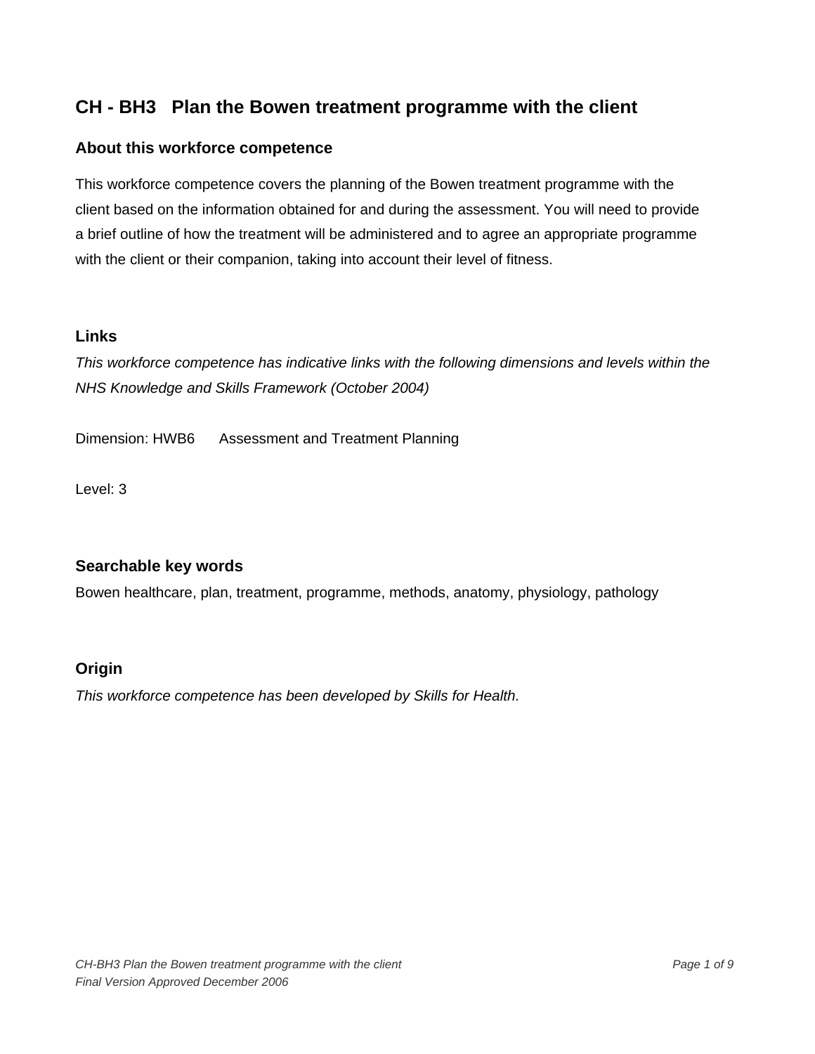# CH - BH3 Plan the Bowen treatment programme with the client

## About this workforce competence

This workforce competence covers the planning of the Bowen treatment programme with the client based on the information obtained for and during the assessment. You will need to provide a brief outline of how the treatment will be administered and to agree an appropriate programme with the client or their companion, taking into account their level of fitness.

## Links

*This workforce competence has indicative links with the following dimensions and levels within the NHS Knowledge and Skills Framework (October 2004)*

Dimension: HWB6 Assessment and Treatment Planning

Level: 3

## Searchable key words

Bowen healthcare, plan, treatment, programme, methods, anatomy, physiology, pathology

## Origin

*This workforce competence has been developed by Skills for Health.*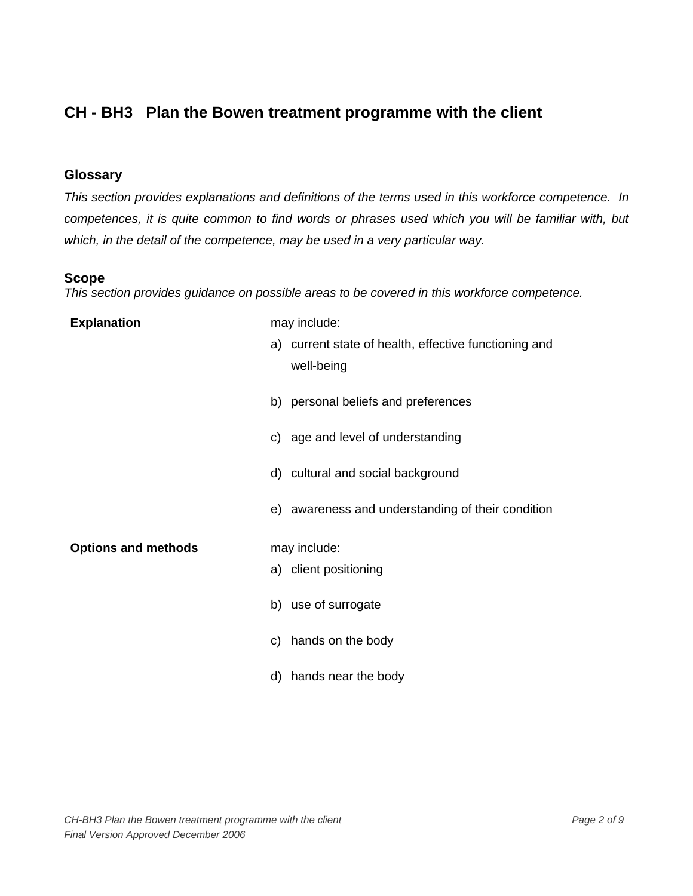# CH - BH3 Plan the Bowen treatment programme with the client

## Glossary

*This section provides explanations and definitions of the terms used in this workforce competence. In competences, it is quite common to find words or phrases used which you will be familiar with, but which, in the detail of the competence, may be used in a very particular way.*

## Scope

*This section provides guidance on possible areas to be covered in this workforce competence.*

**Explanation**

may include:

a) current state of health, effective functioning and well-being

b) personal beliefs and preferences

c) age and level of understanding

d) cultural and social background

e) awareness and understanding of their condition

**Options and methods**

may include:

a) client positioning

b) use of surrogate

c) hands on the body

d) hands near the body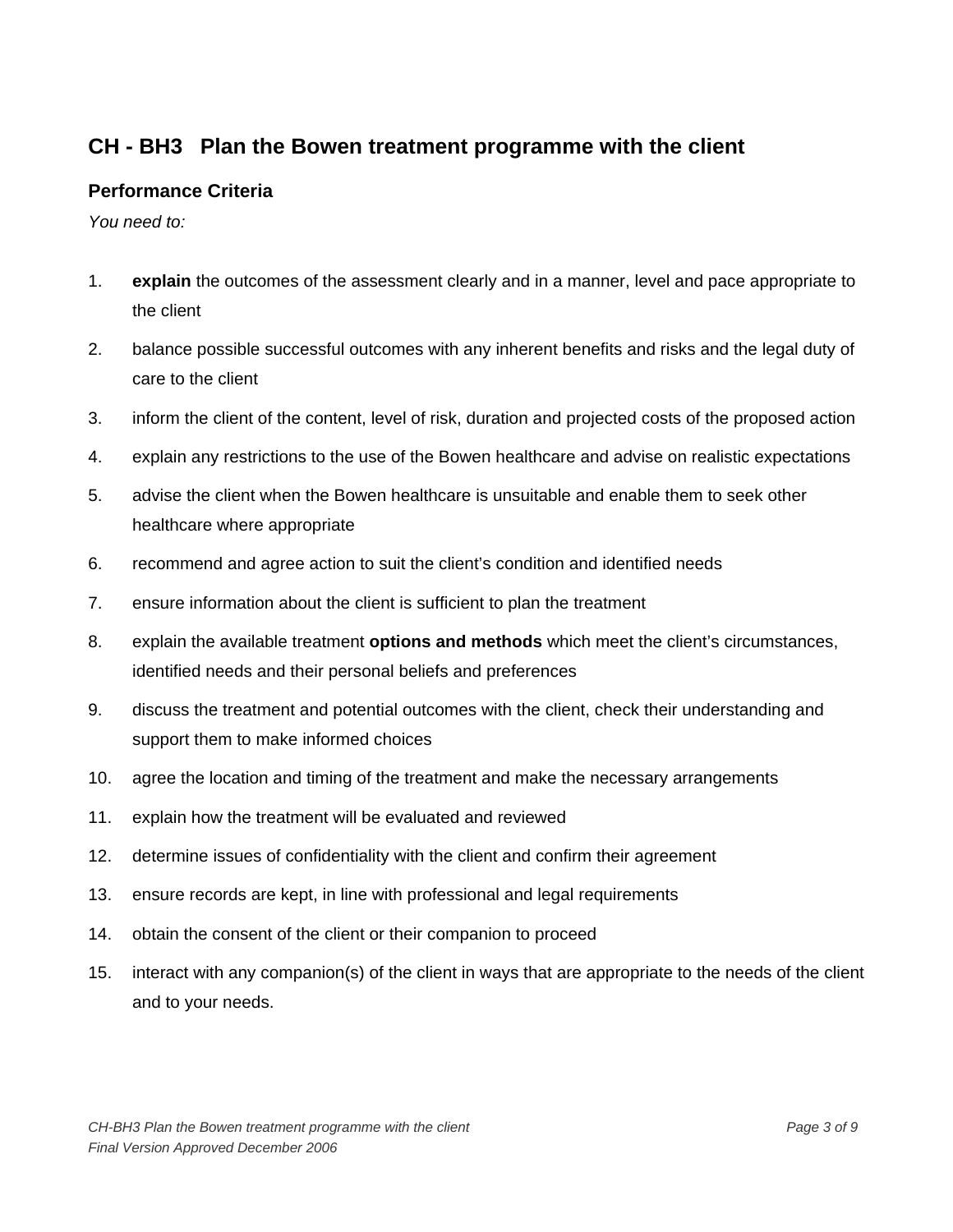## CH - BH3 Plan the Bowen treatment programme with the client

### Performance Criteria

*You need to:*

1. **explain** the outcomes of the assessment clearly and in a manner, level and pace appropriate to the client
2. balance possible successful outcomes with any inherent benefits and risks and the legal duty of care to the client
3. inform the client of the content, level of risk, duration and projected costs of the proposed action
4. explain any restrictions to the use of the Bowen healthcare and advise on realistic expectations
5. advise the client when the Bowen healthcare is unsuitable and enable them to seek other healthcare where appropriate
6. recommend and agree action to suit the client's condition and identified needs
7. ensure information about the client is sufficient to plan the treatment
8. explain the available treatment **options and methods** which meet the client's circumstances, identified needs and their personal beliefs and preferences
9. discuss the treatment and potential outcomes with the client, check their understanding and support them to make informed choices
10. agree the location and timing of the treatment and make the necessary arrangements
11. explain how the treatment will be evaluated and reviewed
12. determine issues of confidentiality with the client and confirm their agreement
13. ensure records are kept, in line with professional and legal requirements
14. obtain the consent of the client or their companion to proceed
15. interact with any companion(s) of the client in ways that are appropriate to the needs of the client and to your needs.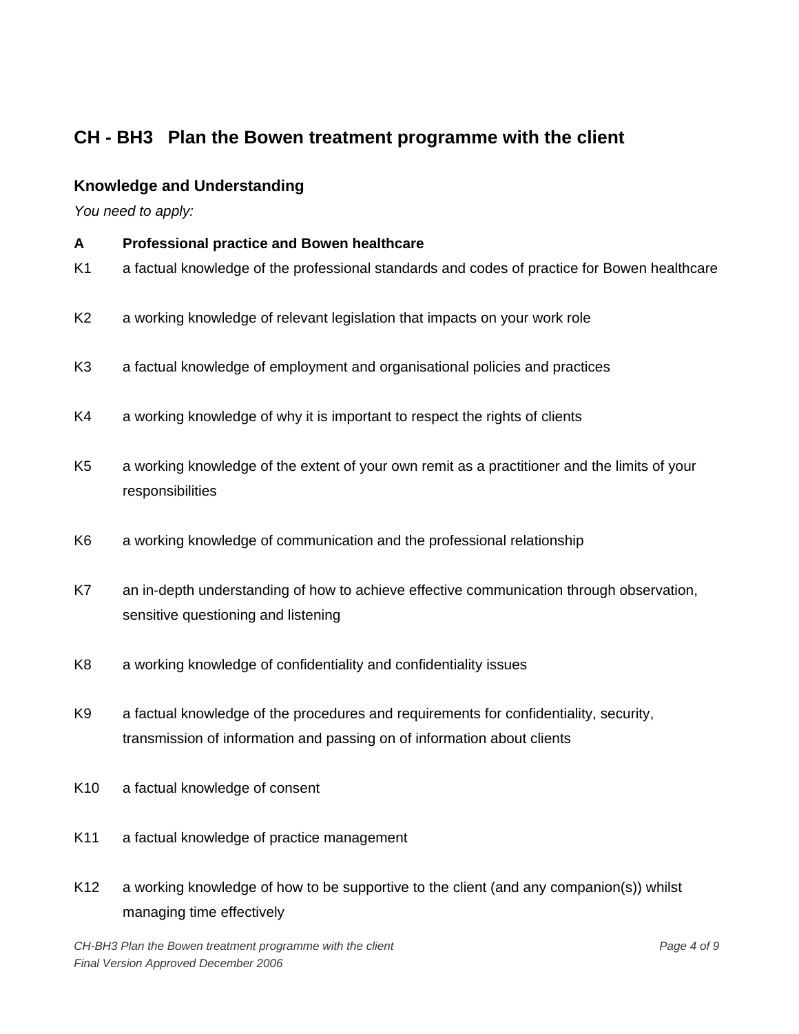## CH - BH3 Plan the Bowen treatment programme with the client

### Knowledge and Understanding

*You need to apply:*

**A Professional practice and Bowen healthcare**

K1 a factual knowledge of the professional standards and codes of practice for Bowen healthcare

K2 a working knowledge of relevant legislation that impacts on your work role

K3 a factual knowledge of employment and organisational policies and practices

K4 a working knowledge of why it is important to respect the rights of clients

K5 a working knowledge of the extent of your own remit as a practitioner and the limits of your responsibilities

K6 a working knowledge of communication and the professional relationship

K7 an in-depth understanding of how to achieve effective communication through observation, sensitive questioning and listening

K8 a working knowledge of confidentiality and confidentiality issues

K9 a factual knowledge of the procedures and requirements for confidentiality, security, transmission of information and passing on of information about clients

K10 a factual knowledge of consent

K11 a factual knowledge of practice management

K12 a working knowledge of how to be supportive to the client (and any companion(s)) whilst managing time effectively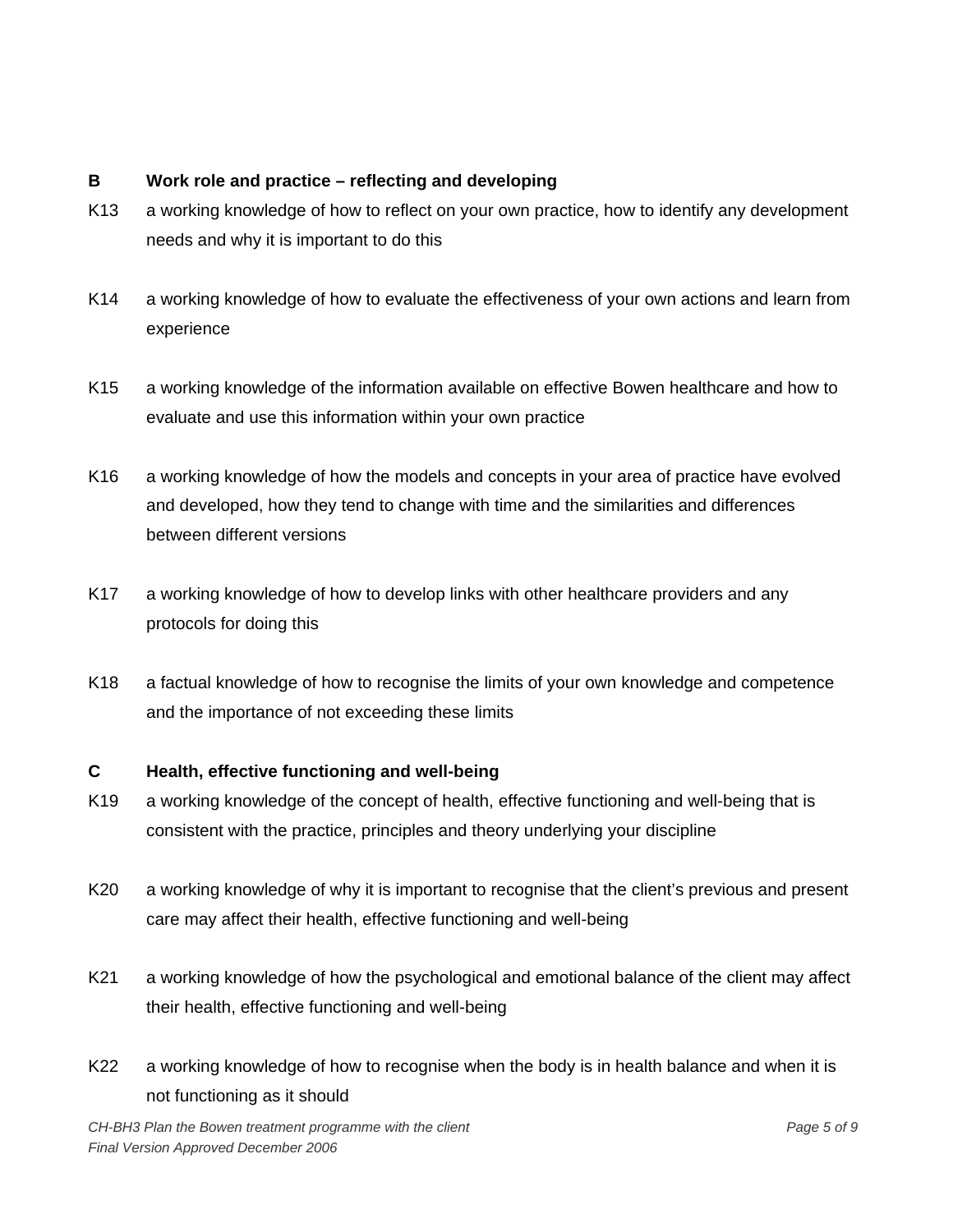**B Work role and practice – reflecting and developing**

K13 a working knowledge of how to reflect on your own practice, how to identify any development needs and why it is important to do this

K14 a working knowledge of how to evaluate the effectiveness of your own actions and learn from experience

K15 a working knowledge of the information available on effective Bowen healthcare and how to evaluate and use this information within your own practice

K16 a working knowledge of how the models and concepts in your area of practice have evolved and developed, how they tend to change with time and the similarities and differences between different versions

K17 a working knowledge of how to develop links with other healthcare providers and any protocols for doing this

K18 a factual knowledge of how to recognise the limits of your own knowledge and competence and the importance of not exceeding these limits

**C Health, effective functioning and well-being**

K19 a working knowledge of the concept of health, effective functioning and well-being that is consistent with the practice, principles and theory underlying your discipline

K20 a working knowledge of why it is important to recognise that the client's previous and present care may affect their health, effective functioning and well-being

K21 a working knowledge of how the psychological and emotional balance of the client may affect their health, effective functioning and well-being

K22 a working knowledge of how to recognise when the body is in health balance and when it is not functioning as it should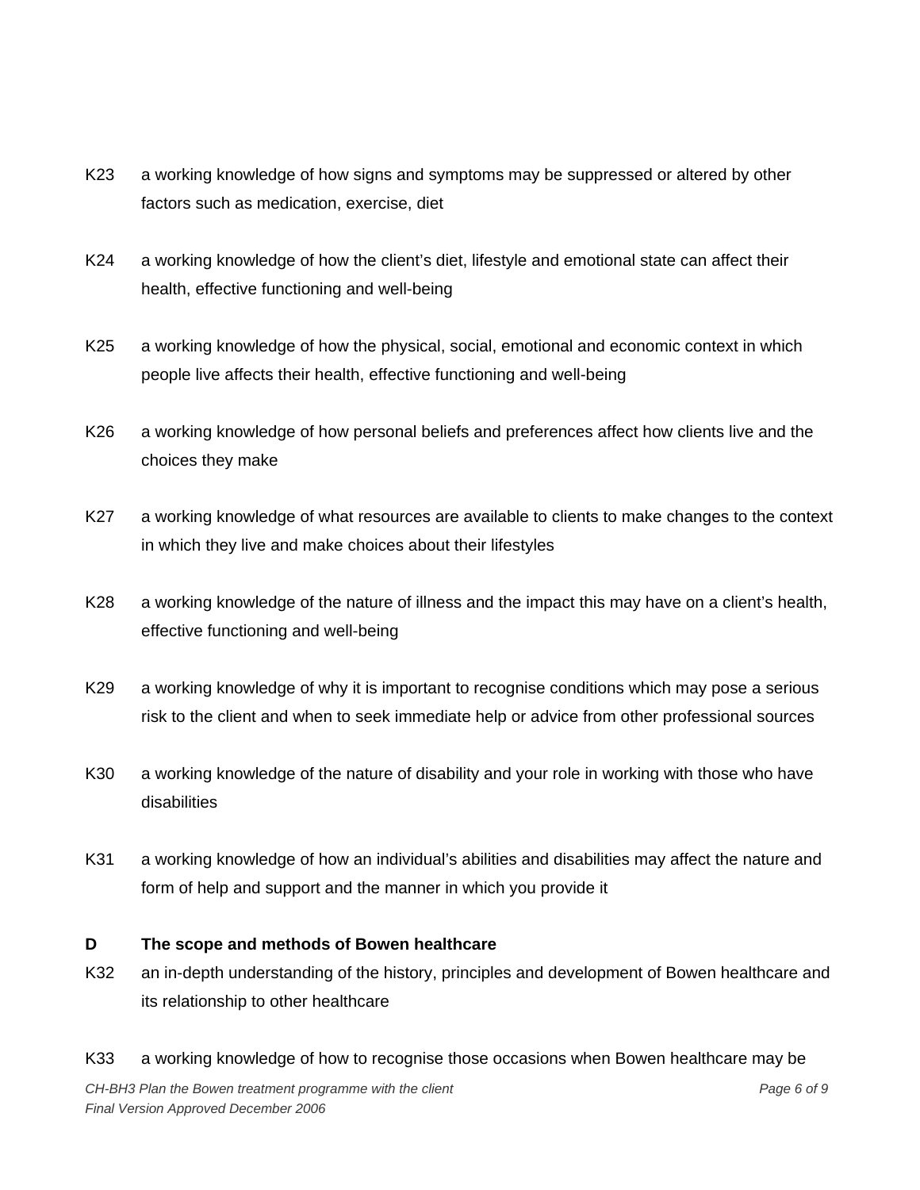K23 a working knowledge of how signs and symptoms may be suppressed or altered by other factors such as medication, exercise, diet

K24 a working knowledge of how the client's diet, lifestyle and emotional state can affect their health, effective functioning and well-being

K25 a working knowledge of how the physical, social, emotional and economic context in which people live affects their health, effective functioning and well-being

K26 a working knowledge of how personal beliefs and preferences affect how clients live and the choices they make

K27 a working knowledge of what resources are available to clients to make changes to the context in which they live and make choices about their lifestyles

K28 a working knowledge of the nature of illness and the impact this may have on a client's health, effective functioning and well-being

K29 a working knowledge of why it is important to recognise conditions which may pose a serious risk to the client and when to seek immediate help or advice from other professional sources

K30 a working knowledge of the nature of disability and your role in working with those who have disabilities

K31 a working knowledge of how an individual's abilities and disabilities may affect the nature and form of help and support and the manner in which you provide it

**D The scope and methods of Bowen healthcare**

K32 an in-depth understanding of the history, principles and development of Bowen healthcare and its relationship to other healthcare

K33 a working knowledge of how to recognise those occasions when Bowen healthcare may be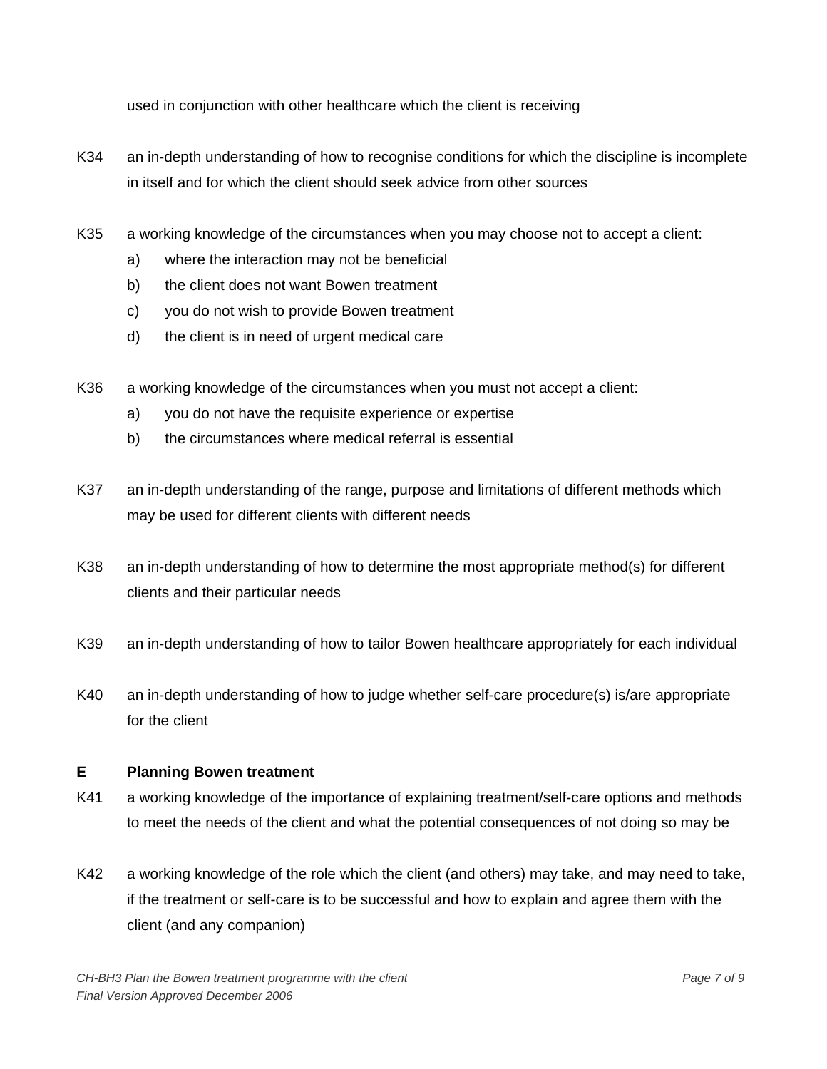used in conjunction with other healthcare which the client is receiving

K34 an in-depth understanding of how to recognise conditions for which the discipline is incomplete in itself and for which the client should seek advice from other sources

K35 a working knowledge of the circumstances when you may choose not to accept a client:

a) where the interaction may not be beneficial
b) the client does not want Bowen treatment
c) you do not wish to provide Bowen treatment
d) the client is in need of urgent medical care

K36 a working knowledge of the circumstances when you must not accept a client:

a) you do not have the requisite experience or expertise
b) the circumstances where medical referral is essential

K37 an in-depth understanding of the range, purpose and limitations of different methods which may be used for different clients with different needs

K38 an in-depth understanding of how to determine the most appropriate method(s) for different clients and their particular needs

K39 an in-depth understanding of how to tailor Bowen healthcare appropriately for each individual

K40 an in-depth understanding of how to judge whether self-care procedure(s) is/are appropriate for the client

**E Planning Bowen treatment**

K41 a working knowledge of the importance of explaining treatment/self-care options and methods to meet the needs of the client and what the potential consequences of not doing so may be

K42 a working knowledge of the role which the client (and others) may take, and may need to take, if the treatment or self-care is to be successful and how to explain and agree them with the client (and any companion)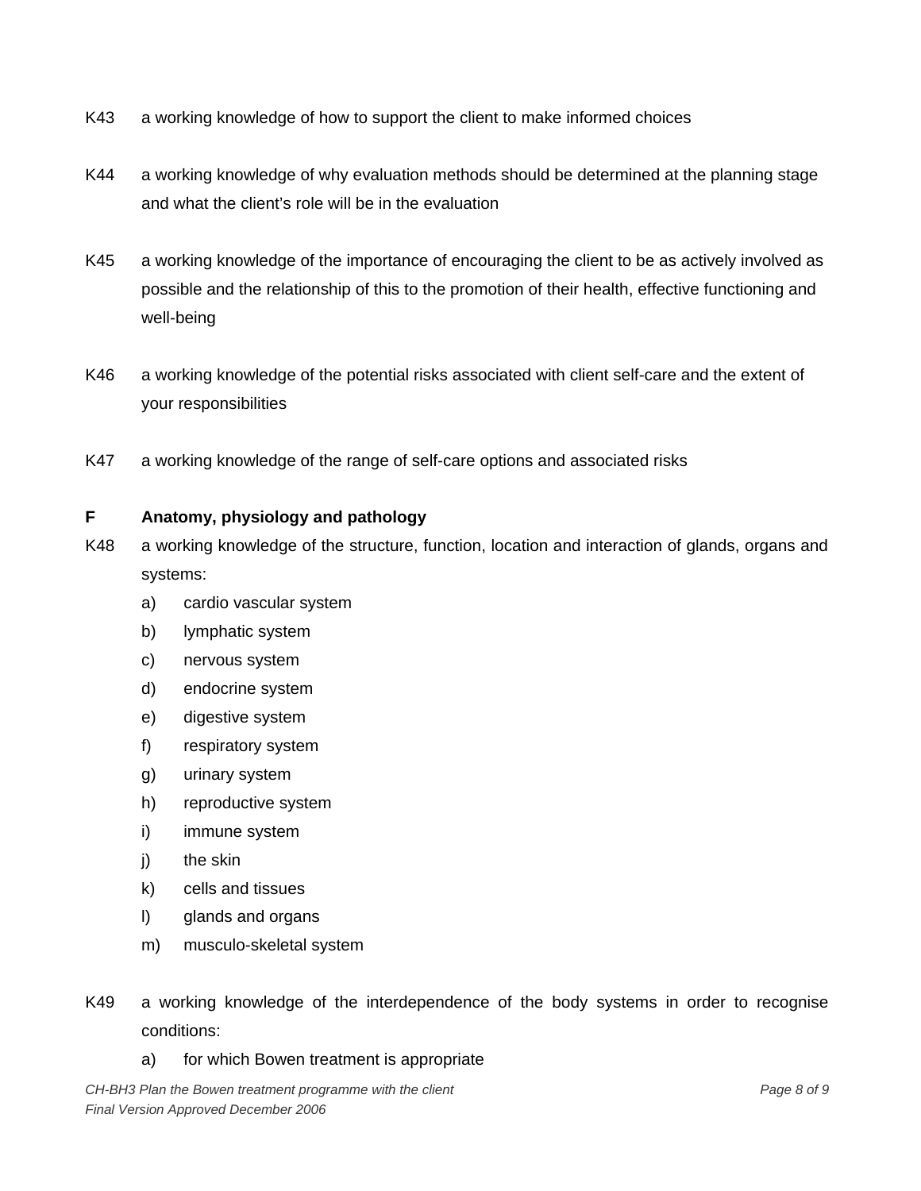K43 a working knowledge of how to support the client to make informed choices

K44 a working knowledge of why evaluation methods should be determined at the planning stage and what the client's role will be in the evaluation

K45 a working knowledge of the importance of encouraging the client to be as actively involved as possible and the relationship of this to the promotion of their health, effective functioning and well-being

K46 a working knowledge of the potential risks associated with client self-care and the extent of your responsibilities

K47 a working knowledge of the range of self-care options and associated risks

**F Anatomy, physiology and pathology**

K48 a working knowledge of the structure, function, location and interaction of glands, organs and systems:

- a) cardio vascular system
- b) lymphatic system
- c) nervous system
- d) endocrine system
- e) digestive system
- f) respiratory system
- g) urinary system
- h) reproductive system
- i) immune system
- j) the skin
- k) cells and tissues
- l) glands and organs
- m) musculo-skeletal system

K49 a working knowledge of the interdependence of the body systems in order to recognise conditions:

- a) for which Bowen treatment is appropriate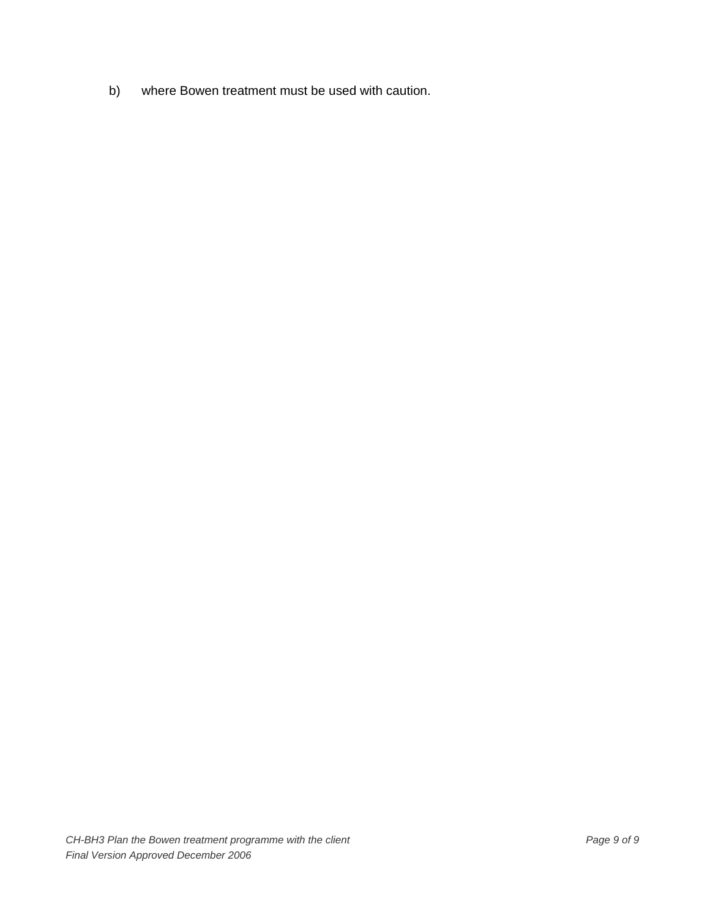b) where Bowen treatment must be used with caution.